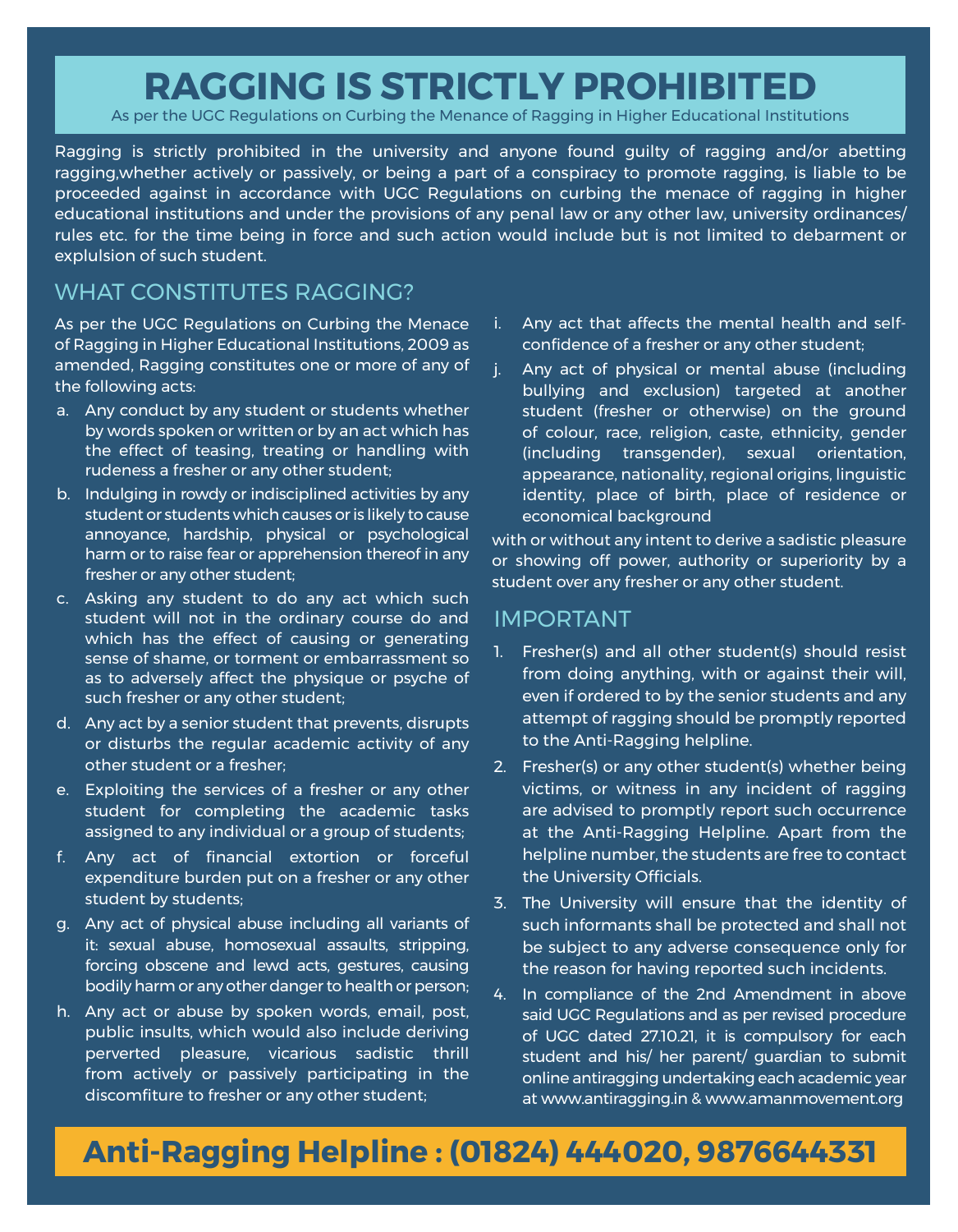# RAGGING IS STRICTLY PROHIBITED

As per the UGC Regulations on Curbing the Menace of Ragging in Higher Educational Institutions

Ragging is strictly prohibited in the university and anyone found guilty of ragging and/or abetting ragging,whether actively or passively, or being a part of a conspiracy to promote ragging, is liable to be proceeded against in accordance with UGC Regulations on curbing the menace of ragging in higher educational institutions and under the provisions of any penal law or any other law, university ordinances/ rules etc. for the time being in force and such action would include but is not limited to debarment or explulsion of such student.

## WHAT CONSTITUTES RAGGING?

As per the UGC Regulations on Curbing the Menace of Ragging in Higher Educational Institutions, 2009 as amended, Ragging constitutes one or more of any of the following acts:

a. Any conduct by any student or students whether by words spoken or written or by an act which has the effect of teasing, treating or handling with rudeness a fresher or any other student;

b. Indulging in rowdy or indisciplined activities by any student or students which causes or is likely to cause annoyance, hardship, physical or psychological harm or to raise fear or apprehension thereof in any fresher or any other student;

c. Asking any student to do any act which such student will not in the ordinary course do and which has the effect of causing or generating sense of shame, or torment or embarrassment so as to adversely affect the physique or psyche of such fresher or any other student;

d. Any act by a senior student that prevents, disrupts or disturbs the regular academic activity of any other student or a fresher;

e. Exploiting the services of a fresher or any other student for completing the academic tasks assigned to any individual or a group of students;

f. Any act of financial extortion or forceful expenditure burden put on a fresher or any other student by students;

g. Any act of physical abuse including all variants of it: sexual abuse, homosexual assaults, stripping, forcing obscene and lewd acts, gestures, causing bodily harm or any other danger to health or person;

h. Any act or abuse by spoken words, email, post, public insults, which would also include deriving perverted pleasure, vicarious sadistic thrill from actively or passively participating in the discomfiture to fresher or any other student;

i. Any act that affects the mental health and self-confidence of a fresher or any other student;

j. Any act of physical or mental abuse (including bullying and exclusion) targeted at another student (fresher or otherwise) on the ground of colour, race, religion, caste, ethnicity, gender (including transgender), sexual orientation, appearance, nationality, regional origins, linguistic identity, place of birth, place of residence or economical background

with or without any intent to derive a sadistic pleasure or showing off power, authority or superiority by a student over any fresher or any other student.

## IMPORTANT

1. Fresher(s) and all other student(s) should resist from doing anything, with or against their will, even if ordered to by the senior students and any attempt of ragging should be promptly reported to the Anti-Ragging helpline.
2. Fresher(s) or any other student(s) whether being victims, or witness in any incident of ragging are advised to promptly report such occurrence at the Anti-Ragging Helpline. Apart from the helpline number, the students are free to contact the University Officials.
3. The University will ensure that the identity of such informants shall be protected and shall not be subject to any adverse consequence only for the reason for having reported such incidents.
4. In compliance of the 2nd Amendment in above said UGC Regulations and as per revised procedure of UGC dated 27.10.21, it is compulsory for each student and his/ her parent/ guardian to submit online antiragging undertaking each academic year at www.antiragging.in & www.amanmovement.org

**Anti-Ragging Helpline : (01824) 444020, 9876644331**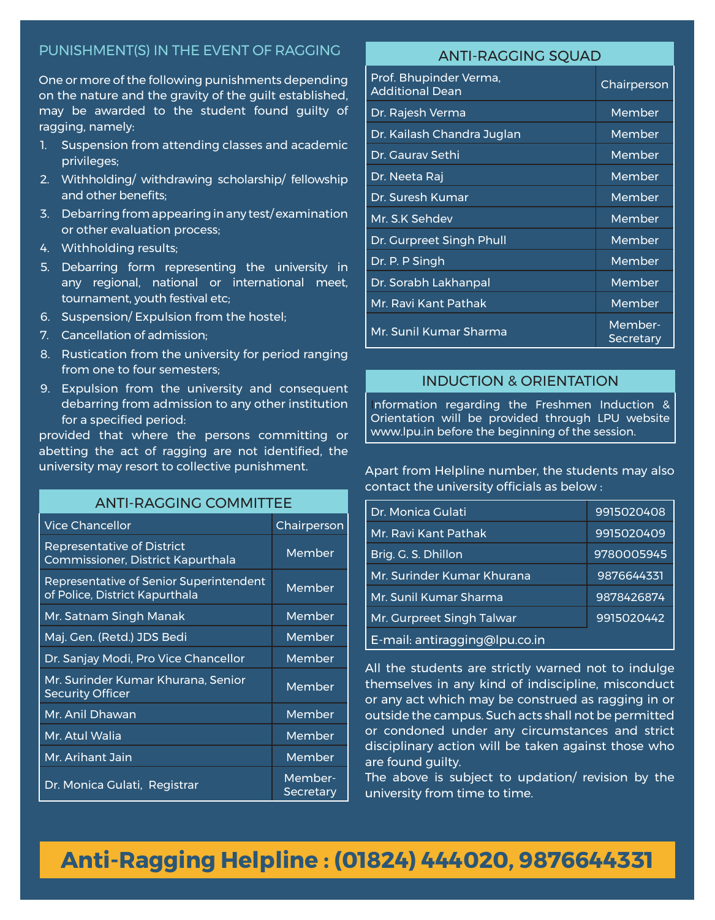## PUNISHMENT(S) IN THE EVENT OF RAGGING

One or more of the following punishments depending on the nature and the gravity of the guilt established, may be awarded to the student found guilty of ragging, namely:

1. Suspension from attending classes and academic privileges;
2. Withholding/ withdrawing scholarship/ fellowship and other benefits;
3. Debarring from appearing in any test/ examination or other evaluation process;
4. Withholding results;
5. Debarring form representing the university in any regional, national or international meet, tournament, youth festival etc;
6. Suspension/ Expulsion from the hostel;
7. Cancellation of admission;
8. Rustication from the university for period ranging from one to four semesters;
9. Expulsion from the university and consequent debarring from admission to any other institution for a specified period:

provided that where the persons committing or abetting the act of ragging are not identified, the university may resort to collective punishment.

## ANTI-RAGGING COMMITTEE

| | |
|---|---|
| Vice Chancellor | Chairperson |
| Representative of District Commissioner, District Kapurthala | Member |
| Representative of Senior Superintendent of Police, District Kapurthala | Member |
| Mr. Satnam Singh Manak | Member |
| Maj. Gen. (Retd.) JDS Bedi | Member |
| Dr. Sanjay Modi, Pro Vice Chancellor | Member |
| Mr. Surinder Kumar Khurana, Senior Security Officer | Member |
| Mr. Anil Dhawan | Member |
| Mr. Atul Walia | Member |
| Mr. Arihant Jain | Member |
| Dr. Monica Gulati, Registrar | Member-Secretary |

## ANTI-RAGGING SQUAD

| | |
|---|---|
| Prof. Bhupinder Verma, Additional Dean | Chairperson |
| Dr. Rajesh Verma | Member |
| Dr. Kailash Chandra Juglan | Member |
| Dr. Gaurav Sethi | Member |
| Dr. Neeta Raj | Member |
| Dr. Suresh Kumar | Member |
| Mr. S.K Sehdev | Member |
| Dr. Gurpreet Singh Phull | Member |
| Dr. P. P Singh | Member |
| Dr. Sorabh Lakhanpal | Member |
| Mr. Ravi Kant Pathak | Member |
| Mr. Sunil Kumar Sharma | Member-Secretary |

## INDUCTION & ORIENTATION

Information regarding the Freshmen Induction & Orientation will be provided through LPU website www.lpu.in before the beginning of the session.

Apart from Helpline number, the students may also contact the university officials as below :

| | |
|---|---|
| Dr. Monica Gulati | 9915020408 |
| Mr. Ravi Kant Pathak | 9915020409 |
| Brig. G. S. Dhillon | 9780005945 |
| Mr. Surinder Kumar Khurana | 9876644331 |
| Mr. Sunil Kumar Sharma | 9878426874 |
| Mr. Gurpreet Singh Talwar | 9915020442 |
| E-mail: antiragging@lpu.co.in | |

All the students are strictly warned not to indulge themselves in any kind of indiscipline, misconduct or any act which may be construed as ragging in or outside the campus. Such acts shall not be permitted or condoned under any circumstances and strict disciplinary action will be taken against those who are found guilty.

The above is subject to updation/ revision by the university from time to time.

**Anti-Ragging Helpline : (01824) 444020, 9876644331**